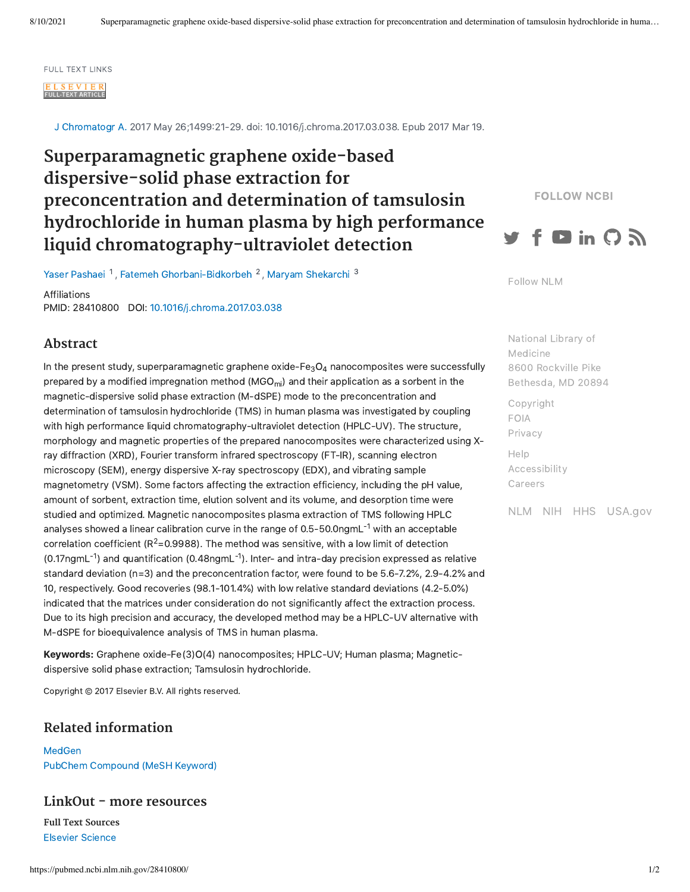FULL TEXT LINKS

J Chromatogr A. 2017 May 26;1499:21-29. doi: 10.1016/j.chroma.2017.03.038. Epub 2017 Mar 19.

# Superparamagnetic graphene oxide-based dispersive-solid phase extraction for preconcentration and determination of tamsulosin hydrochloride in human plasma by high performance liquid chromatography-ultraviolet detection

Yaser Pashaei [1], Fatemeh Ghorbani-Bidkorbeh [2], Maryam Shekarchi [3]

Affiliations
PMID: 28410800 DOI: 10.1016/j.chroma.2017.03.038

## Abstract

In the present study, superparamagnetic graphene oxide-$Fe_3O_4$ nanocomposites were successfully prepared by a modified impregnation method ($MGO_{mi}$) and their application as a sorbent in the magnetic-dispersive solid phase extraction (M-dSPE) mode to the preconcentration and determination of tamsulosin hydrochloride (TMS) in human plasma was investigated by coupling with high performance liquid chromatography-ultraviolet detection (HPLC-UV). The structure, morphology and magnetic properties of the prepared nanocomposites were characterized using X-ray diffraction (XRD), Fourier transform infrared spectroscopy (FT-IR), scanning electron microscopy (SEM), energy dispersive X-ray spectroscopy (EDX), and vibrating sample magnetometry (VSM). Some factors affecting the extraction efficiency, including the pH value, amount of sorbent, extraction time, elution solvent and its volume, and desorption time were studied and optimized. Magnetic nanocomposites plasma extraction of TMS following HPLC analyses showed a linear calibration curve in the range of 0.5-50.0ng$mL^{-1}$ with an acceptable correlation coefficient ($R^2$=0.9988). The method was sensitive, with a low limit of detection (0.17ng$mL^{-1}$) and quantification (0.48ng$mL^{-1}$). Inter- and intra-day precision expressed as relative standard deviation (n=3) and the preconcentration factor, were found to be 5.6-7.2%, 2.9-4.2% and 10, respectively. Good recoveries (98.1-101.4%) with low relative standard deviations (4.2-5.0%) indicated that the matrices under consideration do not significantly affect the extraction process. Due to its high precision and accuracy, the developed method may be a HPLC-UV alternative with M-dSPE for bioequivalence analysis of TMS in human plasma.

**Keywords:** Graphene oxide-Fe(3)O(4) nanocomposites; HPLC-UV; Human plasma; Magnetic-dispersive solid phase extraction; Tamsulosin hydrochloride.

Copyright © 2017 Elsevier B.V. All rights reserved.

## Related information

MedGen
PubChem Compound (MeSH Keyword)

## LinkOut - more resources

**Full Text Sources**
Elsevier Science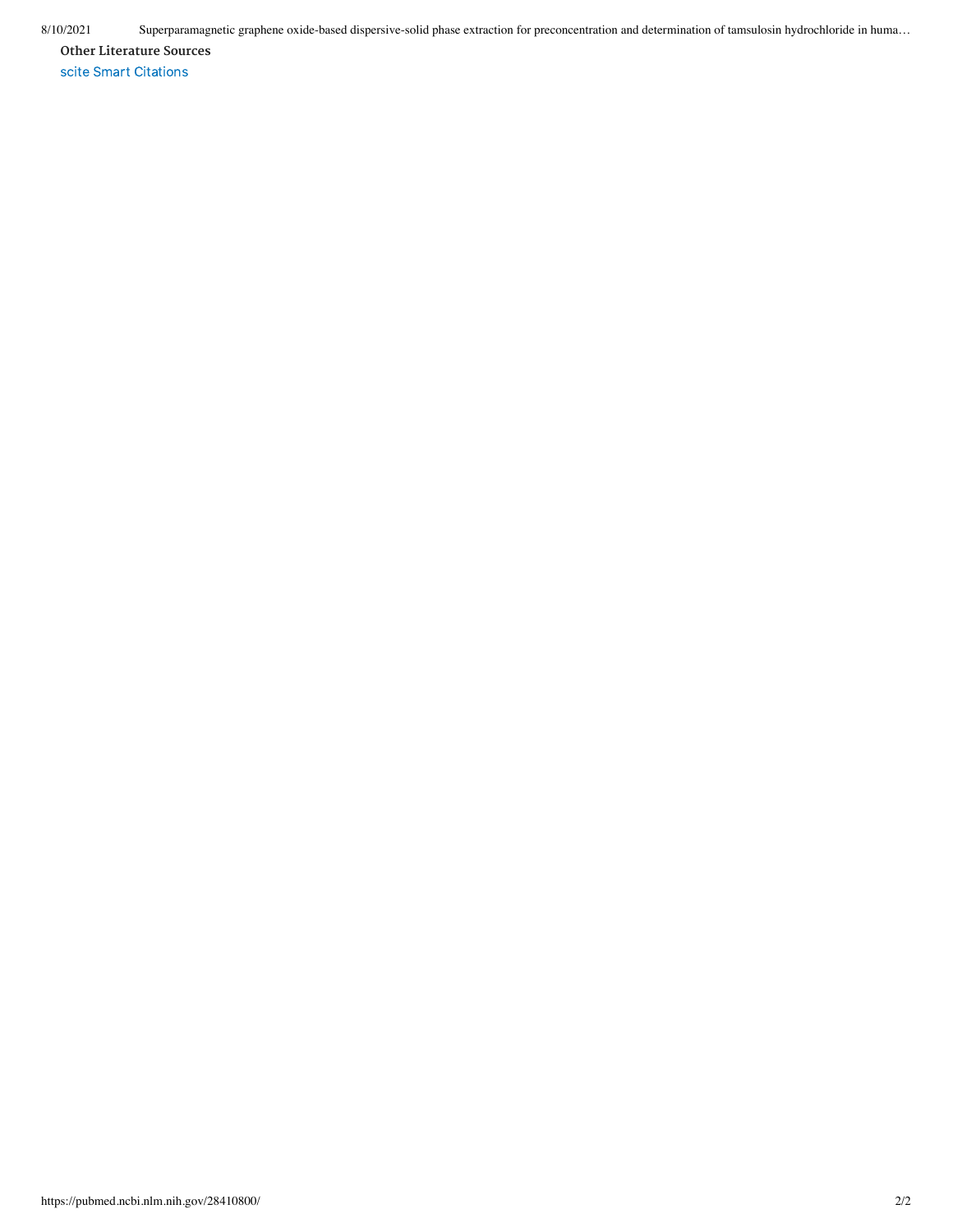**Other Literature Sources**

scite Smart Citations